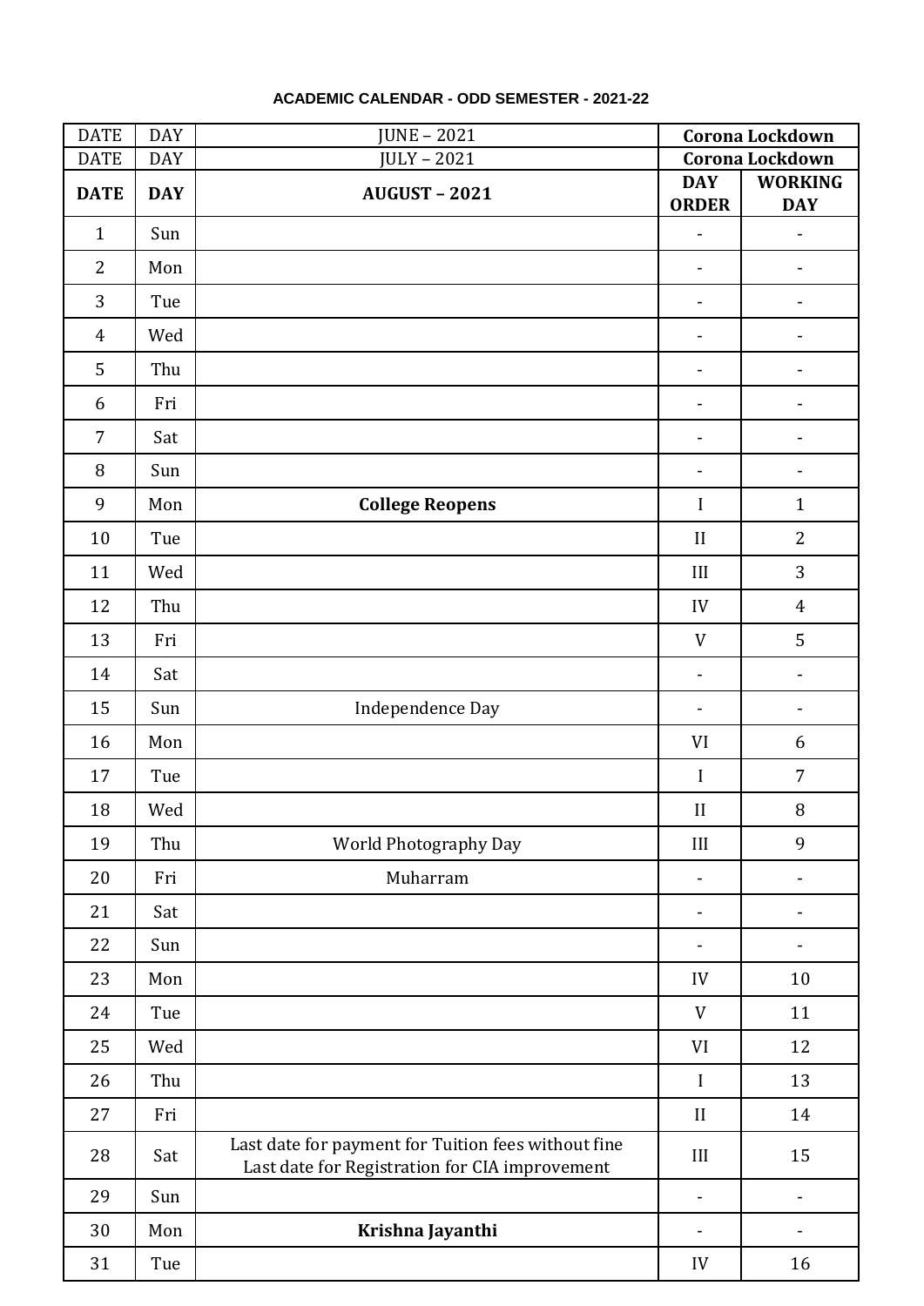### ACADEMIC CALENDAR - ODD SEMESTER - 2021-22

| DATE | DAY | JUNE – 2021 | Corona Lockdown | |
|---|---|---|---|---|
| DATE | DAY | JULY – 2021 | Corona Lockdown | |
| **DATE** | **DAY** | **AUGUST – 2021** | **DAY ORDER** | **WORKING DAY** |
| 1 | Sun | | - | - |
| 2 | Mon | | - | - |
| 3 | Tue | | - | - |
| 4 | Wed | | - | - |
| 5 | Thu | | - | - |
| 6 | Fri | | - | - |
| 7 | Sat | | - | - |
| 8 | Sun | | - | - |
| 9 | Mon | **College Reopens** | I | 1 |
| 10 | Tue | | II | 2 |
| 11 | Wed | | III | 3 |
| 12 | Thu | | IV | 4 |
| 13 | Fri | | V | 5 |
| 14 | Sat | | - | - |
| 15 | Sun | Independence Day | - | - |
| 16 | Mon | | VI | 6 |
| 17 | Tue | | I | 7 |
| 18 | Wed | | II | 8 |
| 19 | Thu | World Photography Day | III | 9 |
| 20 | Fri | Muharram | - | - |
| 21 | Sat | | - | - |
| 22 | Sun | | - | - |
| 23 | Mon | | IV | 10 |
| 24 | Tue | | V | 11 |
| 25 | Wed | | VI | 12 |
| 26 | Thu | | I | 13 |
| 27 | Fri | | II | 14 |
| 28 | Sat | Last date for payment for Tuition fees without fine<br>Last date for Registration for CIA improvement | III | 15 |
| 29 | Sun | | - | - |
| 30 | Mon | **Krishna Jayanthi** | - | - |
| 31 | Tue | | IV | 16 |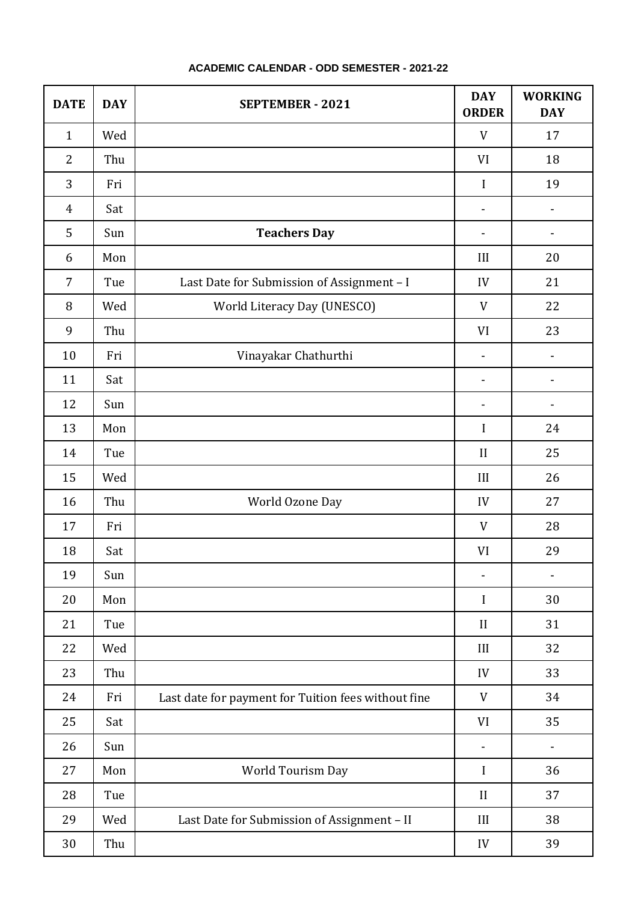**ACADEMIC CALENDAR - ODD SEMESTER - 2021-22**

| DATE | DAY | SEPTEMBER - 2021 | DAY ORDER | WORKING DAY |
|---|---|---|---|---|
| 1 | Wed | | V | 17 |
| 2 | Thu | | VI | 18 |
| 3 | Fri | | I | 19 |
| 4 | Sat | | - | - |
| 5 | Sun | **Teachers Day** | - | - |
| 6 | Mon | | III | 20 |
| 7 | Tue | Last Date for Submission of Assignment – I | IV | 21 |
| 8 | Wed | World Literacy Day (UNESCO) | V | 22 |
| 9 | Thu | | VI | 23 |
| 10 | Fri | Vinayakar Chathurthi | - | - |
| 11 | Sat | | - | - |
| 12 | Sun | | - | - |
| 13 | Mon | | I | 24 |
| 14 | Tue | | II | 25 |
| 15 | Wed | | III | 26 |
| 16 | Thu | World Ozone Day | IV | 27 |
| 17 | Fri | | V | 28 |
| 18 | Sat | | VI | 29 |
| 19 | Sun | | - | - |
| 20 | Mon | | I | 30 |
| 21 | Tue | | II | 31 |
| 22 | Wed | | III | 32 |
| 23 | Thu | | IV | 33 |
| 24 | Fri | Last date for payment for Tuition fees without fine | V | 34 |
| 25 | Sat | | VI | 35 |
| 26 | Sun | | - | - |
| 27 | Mon | World Tourism Day | I | 36 |
| 28 | Tue | | II | 37 |
| 29 | Wed | Last Date for Submission of Assignment – II | III | 38 |
| 30 | Thu | | IV | 39 |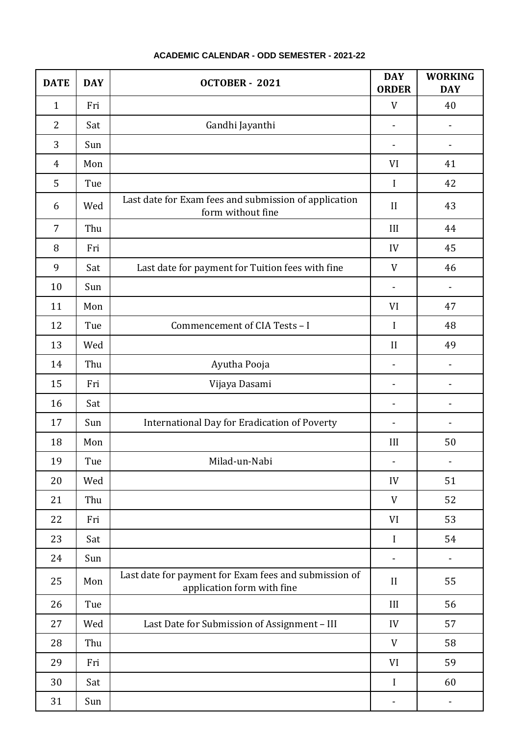**ACADEMIC CALENDAR - ODD SEMESTER - 2021-22**

| DATE | DAY | OCTOBER - 2021 | DAY ORDER | WORKING DAY |
|---|---|---|---|---|
| 1 | Fri | | V | 40 |
| 2 | Sat | Gandhi Jayanthi | - | - |
| 3 | Sun | | - | - |
| 4 | Mon | | VI | 41 |
| 5 | Tue | | I | 42 |
| 6 | Wed | Last date for Exam fees and submission of application form without fine | II | 43 |
| 7 | Thu | | III | 44 |
| 8 | Fri | | IV | 45 |
| 9 | Sat | Last date for payment for Tuition fees with fine | V | 46 |
| 10 | Sun | | - | - |
| 11 | Mon | | VI | 47 |
| 12 | Tue | Commencement of CIA Tests – I | I | 48 |
| 13 | Wed | | II | 49 |
| 14 | Thu | Ayutha Pooja | - | - |
| 15 | Fri | Vijaya Dasami | - | - |
| 16 | Sat | | - | - |
| 17 | Sun | International Day for Eradication of Poverty | - | - |
| 18 | Mon | | III | 50 |
| 19 | Tue | Milad-un-Nabi | - | - |
| 20 | Wed | | IV | 51 |
| 21 | Thu | | V | 52 |
| 22 | Fri | | VI | 53 |
| 23 | Sat | | I | 54 |
| 24 | Sun | | - | - |
| 25 | Mon | Last date for payment for Exam fees and submission of application form with fine | II | 55 |
| 26 | Tue | | III | 56 |
| 27 | Wed | Last Date for Submission of Assignment – III | IV | 57 |
| 28 | Thu | | V | 58 |
| 29 | Fri | | VI | 59 |
| 30 | Sat | | I | 60 |
| 31 | Sun | | - | - |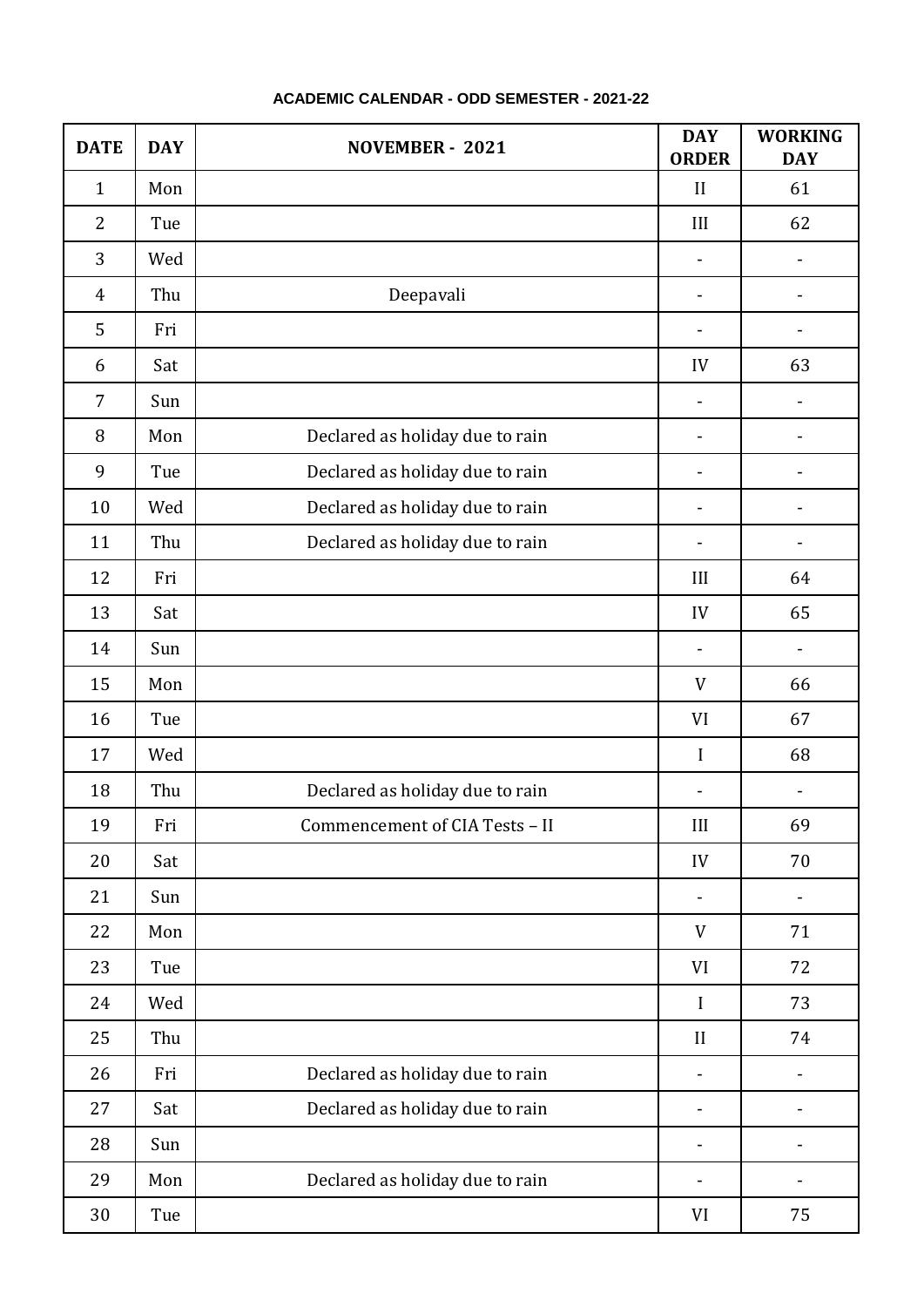**ACADEMIC CALENDAR - ODD SEMESTER - 2021-22**

| DATE | DAY | NOVEMBER - 2021 | DAY ORDER | WORKING DAY |
|---|---|---|---|---|
| 1 | Mon | | II | 61 |
| 2 | Tue | | III | 62 |
| 3 | Wed | | - | - |
| 4 | Thu | Deepavali | - | - |
| 5 | Fri | | - | - |
| 6 | Sat | | IV | 63 |
| 7 | Sun | | - | - |
| 8 | Mon | Declared as holiday due to rain | - | - |
| 9 | Tue | Declared as holiday due to rain | - | - |
| 10 | Wed | Declared as holiday due to rain | - | - |
| 11 | Thu | Declared as holiday due to rain | - | - |
| 12 | Fri | | III | 64 |
| 13 | Sat | | IV | 65 |
| 14 | Sun | | - | - |
| 15 | Mon | | V | 66 |
| 16 | Tue | | VI | 67 |
| 17 | Wed | | I | 68 |
| 18 | Thu | Declared as holiday due to rain | - | - |
| 19 | Fri | Commencement of CIA Tests – II | III | 69 |
| 20 | Sat | | IV | 70 |
| 21 | Sun | | - | - |
| 22 | Mon | | V | 71 |
| 23 | Tue | | VI | 72 |
| 24 | Wed | | I | 73 |
| 25 | Thu | | II | 74 |
| 26 | Fri | Declared as holiday due to rain | - | - |
| 27 | Sat | Declared as holiday due to rain | - | - |
| 28 | Sun | | - | - |
| 29 | Mon | Declared as holiday due to rain | - | - |
| 30 | Tue | | VI | 75 |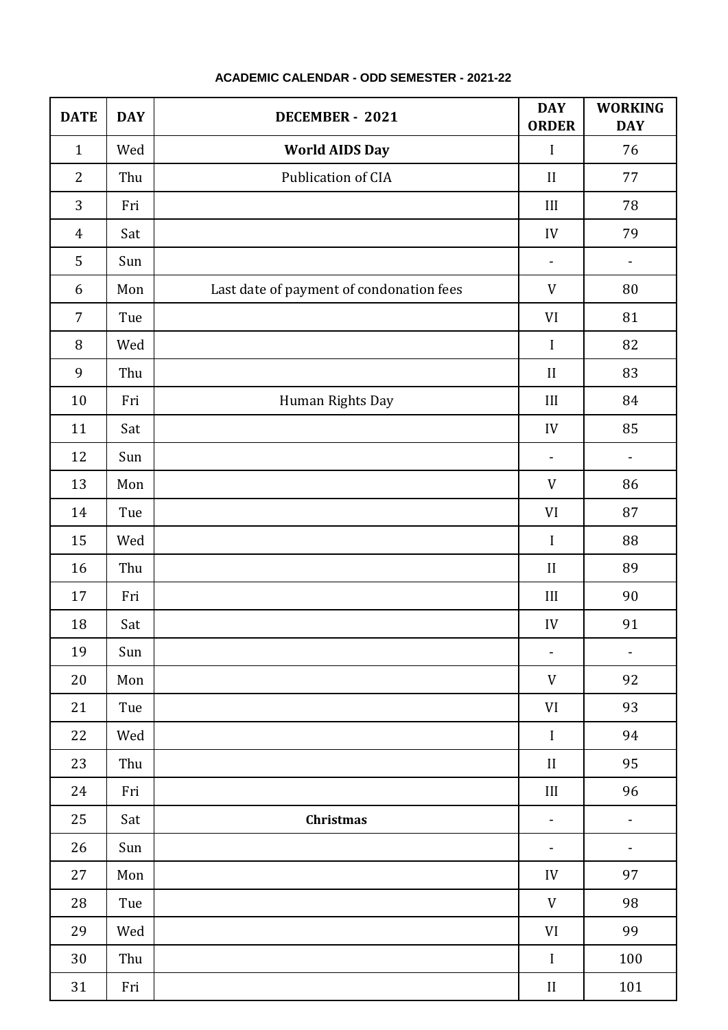## ACADEMIC CALENDAR - ODD SEMESTER - 2021-22

| DATE | DAY | DECEMBER - 2021 | DAY ORDER | WORKING DAY |
|---|---|---|---|---|
| 1 | Wed | **World AIDS Day** | I | 76 |
| 2 | Thu | Publication of CIA | II | 77 |
| 3 | Fri | | III | 78 |
| 4 | Sat | | IV | 79 |
| 5 | Sun | | - | - |
| 6 | Mon | Last date of payment of condonation fees | V | 80 |
| 7 | Tue | | VI | 81 |
| 8 | Wed | | I | 82 |
| 9 | Thu | | II | 83 |
| 10 | Fri | Human Rights Day | III | 84 |
| 11 | Sat | | IV | 85 |
| 12 | Sun | | - | - |
| 13 | Mon | | V | 86 |
| 14 | Tue | | VI | 87 |
| 15 | Wed | | I | 88 |
| 16 | Thu | | II | 89 |
| 17 | Fri | | III | 90 |
| 18 | Sat | | IV | 91 |
| 19 | Sun | | - | - |
| 20 | Mon | | V | 92 |
| 21 | Tue | | VI | 93 |
| 22 | Wed | | I | 94 |
| 23 | Thu | | II | 95 |
| 24 | Fri | | III | 96 |
| 25 | Sat | **Christmas** | - | - |
| 26 | Sun | | - | - |
| 27 | Mon | | IV | 97 |
| 28 | Tue | | V | 98 |
| 29 | Wed | | VI | 99 |
| 30 | Thu | | I | 100 |
| 31 | Fri | | II | 101 |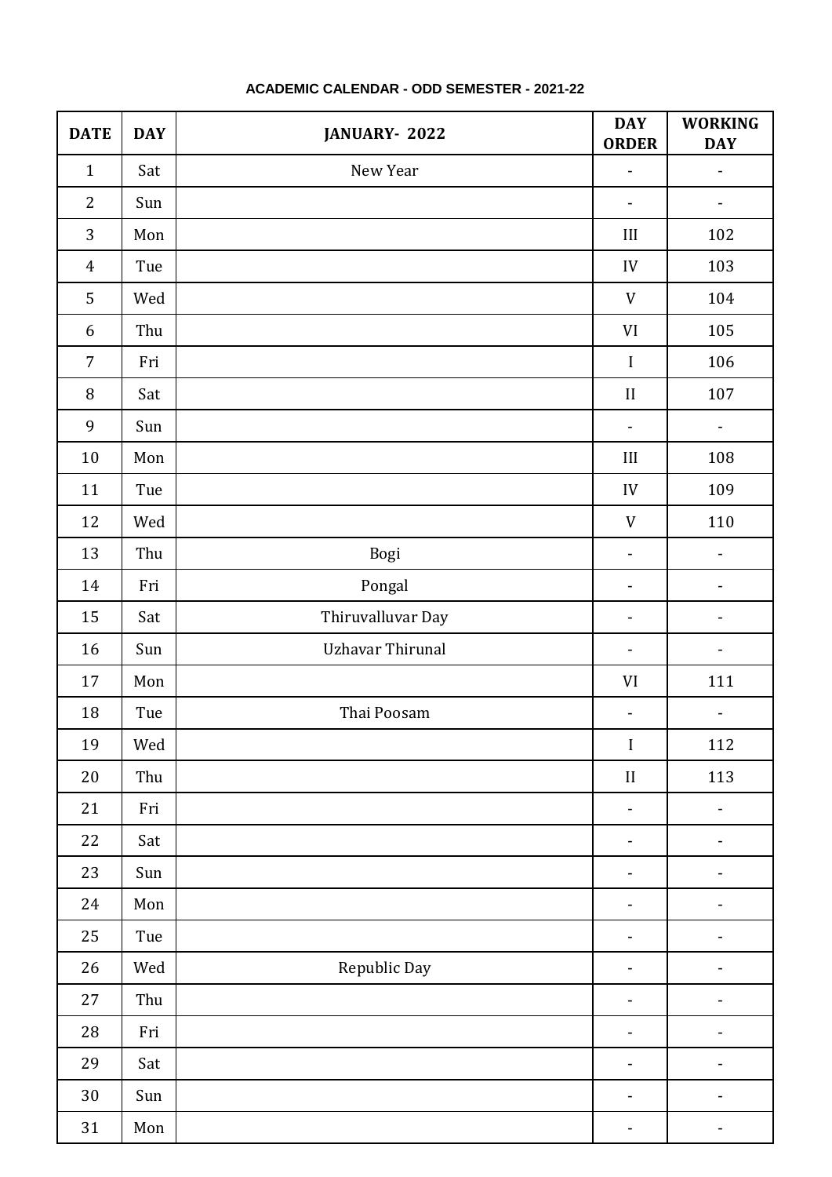**ACADEMIC CALENDAR - ODD SEMESTER - 2021-22**

| DATE | DAY | JANUARY- 2022 | DAY ORDER | WORKING DAY |
|---|---|---|---|---|
| 1 | Sat | New Year | - | - |
| 2 | Sun | | - | - |
| 3 | Mon | | III | 102 |
| 4 | Tue | | IV | 103 |
| 5 | Wed | | V | 104 |
| 6 | Thu | | VI | 105 |
| 7 | Fri | | I | 106 |
| 8 | Sat | | II | 107 |
| 9 | Sun | | - | - |
| 10 | Mon | | III | 108 |
| 11 | Tue | | IV | 109 |
| 12 | Wed | | V | 110 |
| 13 | Thu | Bogi | - | - |
| 14 | Fri | Pongal | - | - |
| 15 | Sat | Thiruvalluvar Day | - | - |
| 16 | Sun | Uzhavar Thirunal | - | - |
| 17 | Mon | | VI | 111 |
| 18 | Tue | Thai Poosam | - | - |
| 19 | Wed | | I | 112 |
| 20 | Thu | | II | 113 |
| 21 | Fri | | - | - |
| 22 | Sat | | - | - |
| 23 | Sun | | - | - |
| 24 | Mon | | - | - |
| 25 | Tue | | - | - |
| 26 | Wed | Republic Day | - | - |
| 27 | Thu | | - | - |
| 28 | Fri | | - | - |
| 29 | Sat | | - | - |
| 30 | Sun | | - | - |
| 31 | Mon | | - | - |